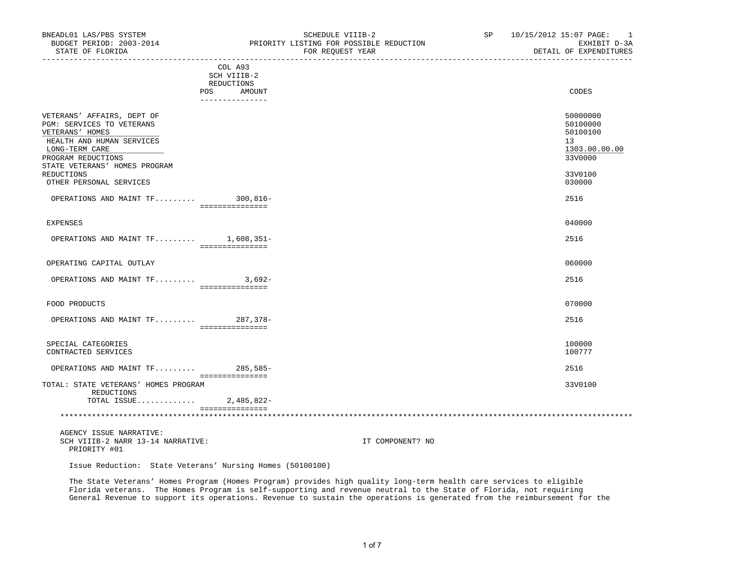BNEADL01 LAS/PBS SYSTEM
BUDGET PERIOD: 2003-2014
STATE OF FLORIDA

SCHEDULE VIIIB-2
PRIORITY LISTING FOR POSSIBLE REDUCTION
FOR REQUEST YEAR

SP 10/15/2012 15:07
EXHIBIT D-3A
DETAIL OF EXPENDITURES

| | COL A93 SCH VIIIB-2 REDUCTIONS POS AMOUNT | CODES |
|---|---|---|
| VETERANS' AFFAIRS, DEPT OF | | 50000000 |
| PGM: SERVICES TO VETERANS | | 50100000 |
| VETERANS' HOMES | | 50100100 |
| HEALTH AND HUMAN SERVICES | | 13 |
| LONG-TERM CARE | | 1303.00.00.00 |
| PROGRAM REDUCTIONS | | 33V0000 |
| STATE VETERANS' HOMES PROGRAM REDUCTIONS | | 33V0100 |
| OTHER PERSONAL SERVICES | | 030000 |
| OPERATIONS AND MAINT TF......... | 300,816- | 2516 |
| EXPENSES | | 040000 |
| OPERATIONS AND MAINT TF......... | 1,608,351- | 2516 |
| OPERATING CAPITAL OUTLAY | | 060000 |
| OPERATIONS AND MAINT TF......... | 3,692- | 2516 |
| FOOD PRODUCTS | | 070000 |
| OPERATIONS AND MAINT TF......... | 287,378- | 2516 |
| SPECIAL CATEGORIES | | 100000 |
| CONTRACTED SERVICES | | 100777 |
| OPERATIONS AND MAINT TF......... | 285,585- | 2516 |
| TOTAL: STATE VETERANS' HOMES PROGRAM REDUCTIONS | | 33V0100 |
| TOTAL ISSUE............. | 2,485,822- | |

AGENCY ISSUE NARRATIVE:
SCH VIIIB-2 NARR 13-14 NARRATIVE: IT COMPONENT? NO
PRIORITY #01

Issue Reduction: State Veterans' Nursing Homes (50100100)

The State Veterans' Homes Program (Homes Program) provides high quality long-term health care services to eligible Florida veterans. The Homes Program is self-supporting and revenue neutral to the State of Florida, not requiring General Revenue to support its operations. Revenue to sustain the operations is generated from the reimbursement for the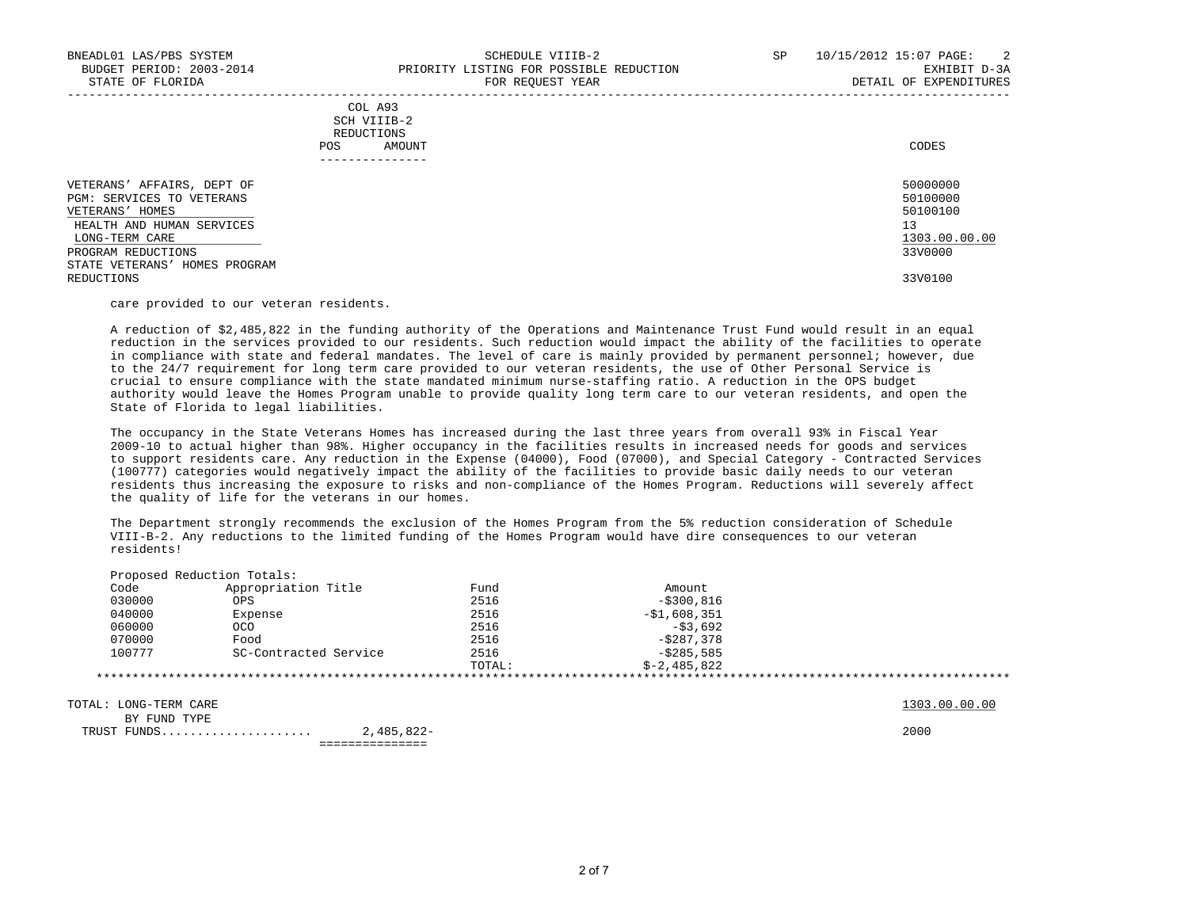BNEADL01 LAS/PBS SYSTEM — SCHEDULE VIIIB-2 — SP 10/15/2012 15:07 PAGE: 2
BUDGET PERIOD: 2003-2014 — PRIORITY LISTING FOR POSSIBLE REDUCTION — EXHIBIT D-3A
STATE OF FLORIDA — FOR REQUEST YEAR — DETAIL OF EXPENDITURES

| | COL A93 SCH VIIIB-2 REDUCTIONS POS AMOUNT | CODES |
|---|---|---|
| VETERANS' AFFAIRS, DEPT OF | | 50000000 |
| PGM: SERVICES TO VETERANS | | 50100000 |
| VETERANS' HOMES | | 50100100 |
| HEALTH AND HUMAN SERVICES | | 13 |
| LONG-TERM CARE | | 1303.00.00.00 |
| PROGRAM REDUCTIONS | | 33V0000 |
| STATE VETERANS' HOMES PROGRAM REDUCTIONS | | 33V0100 |

care provided to our veteran residents.

A reduction of $2,485,822 in the funding authority of the Operations and Maintenance Trust Fund would result in an equal reduction in the services provided to our residents. Such reduction would impact the ability of the facilities to operate in compliance with state and federal mandates. The level of care is mainly provided by permanent personnel; however, due to the 24/7 requirement for long term care provided to our veteran residents, the use of Other Personal Service is crucial to ensure compliance with the state mandated minimum nurse-staffing ratio. A reduction in the OPS budget authority would leave the Homes Program unable to provide quality long term care to our veteran residents, and open the State of Florida to legal liabilities.

The occupancy in the State Veterans Homes has increased during the last three years from overall 93% in Fiscal Year 2009-10 to actual higher than 98%. Higher occupancy in the facilities results in increased needs for goods and services to support residents care. Any reduction in the Expense (04000), Food (07000), and Special Category - Contracted Services (100777) categories would negatively impact the ability of the facilities to provide basic daily needs to our veteran residents thus increasing the exposure to risks and non-compliance of the Homes Program. Reductions will severely affect the quality of life for the veterans in our homes.

The Department strongly recommends the exclusion of the Homes Program from the 5% reduction consideration of Schedule VIII-B-2. Any reductions to the limited funding of the Homes Program would have dire consequences to our veteran residents!

Proposed Reduction Totals:

| Code | Appropriation Title | Fund | Amount |
|---|---|---|---|
| 030000 | OPS | 2516 | -$300,816 |
| 040000 | Expense | 2516 | -$1,608,351 |
| 060000 | OCO | 2516 | -$3,692 |
| 070000 | Food | 2516 | -$287,378 |
| 100777 | SC-Contracted Service | 2516 | -$285,585 |
| | | TOTAL: | $-2,485,822 |

| | AMOUNT | CODES |
|---|---|---|
| TOTAL: LONG-TERM CARE | | 1303.00.00.00 |
| BY FUND TYPE | | |
| TRUST FUNDS.................... | 2,485,822- | 2000 |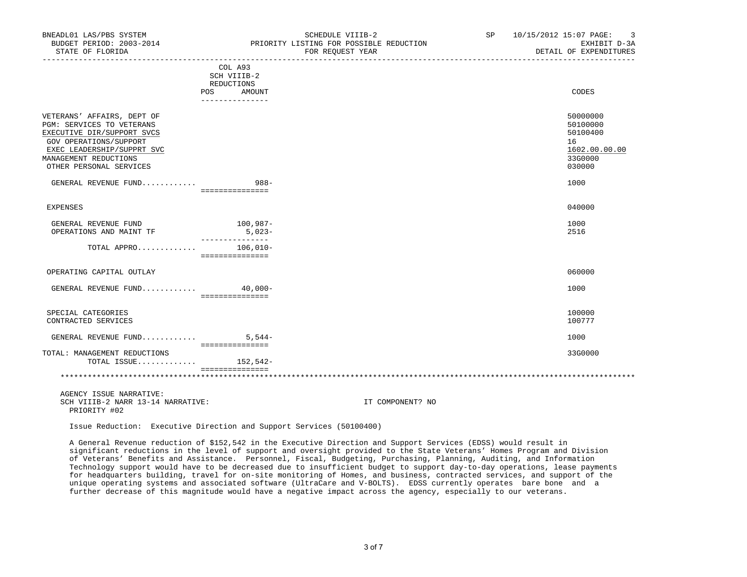BNEADL01 LAS/PBS SYSTEM
BUDGET PERIOD: 2003-2014
STATE OF FLORIDA

SCHEDULE VIIIB-2
PRIORITY LISTING FOR POSSIBLE REDUCTION
FOR REQUEST YEAR

SP 10/15/2012 15:07 PAGE: 3
EXHIBIT D-3A
DETAIL OF EXPENDITURES

| | COL A93 SCH VIIIB-2 REDUCTIONS POS AMOUNT | CODES |
|---|---|---|
| VETERANS' AFFAIRS, DEPT OF | | 50000000 |
| PGM: SERVICES TO VETERANS | | 50100000 |
| EXECUTIVE DIR/SUPPORT SVCS | | 50100400 |
| GOV OPERATIONS/SUPPORT | | 16 |
| EXEC LEADERSHIP/SUPPRT SVC | | 1602.00.00.00 |
| MANAGEMENT REDUCTIONS | | 33G0000 |
| OTHER PERSONAL SERVICES | | 030000 |
| GENERAL REVENUE FUND........... | 988- | 1000 |
| EXPENSES | | 040000 |
| GENERAL REVENUE FUND | 100,987- | 1000 |
| OPERATIONS AND MAINT TF | 5,023- | 2516 |
| TOTAL APPRO............ | 106,010- | |
| OPERATING CAPITAL OUTLAY | | 060000 |
| GENERAL REVENUE FUND........... | 40,000- | 1000 |
| SPECIAL CATEGORIES | | 100000 |
| CONTRACTED SERVICES | | 100777 |
| GENERAL REVENUE FUND........... | 5,544- | 1000 |
| TOTAL: MANAGEMENT REDUCTIONS | | 33G0000 |
| TOTAL ISSUE............ | 152,542- | |

AGENCY ISSUE NARRATIVE:
SCH VIIIB-2 NARR 13-14 NARRATIVE: IT COMPONENT? NO
PRIORITY #02

Issue Reduction: Executive Direction and Support Services (50100400)

A General Revenue reduction of $152,542 in the Executive Direction and Support Services (EDSS) would result in significant reductions in the level of support and oversight provided to the State Veterans' Homes Program and Division of Veterans' Benefits and Assistance. Personnel, Fiscal, Budgeting, Purchasing, Planning, Auditing, and Information Technology support would have to be decreased due to insufficient budget to support day-to-day operations, lease payments for headquarters building, travel for on-site monitoring of Homes, and business, contracted services, and support of the unique operating systems and associated software (UltraCare and V-BOLTS). EDSS currently operates bare bone and a further decrease of this magnitude would have a negative impact across the agency, especially to our veterans.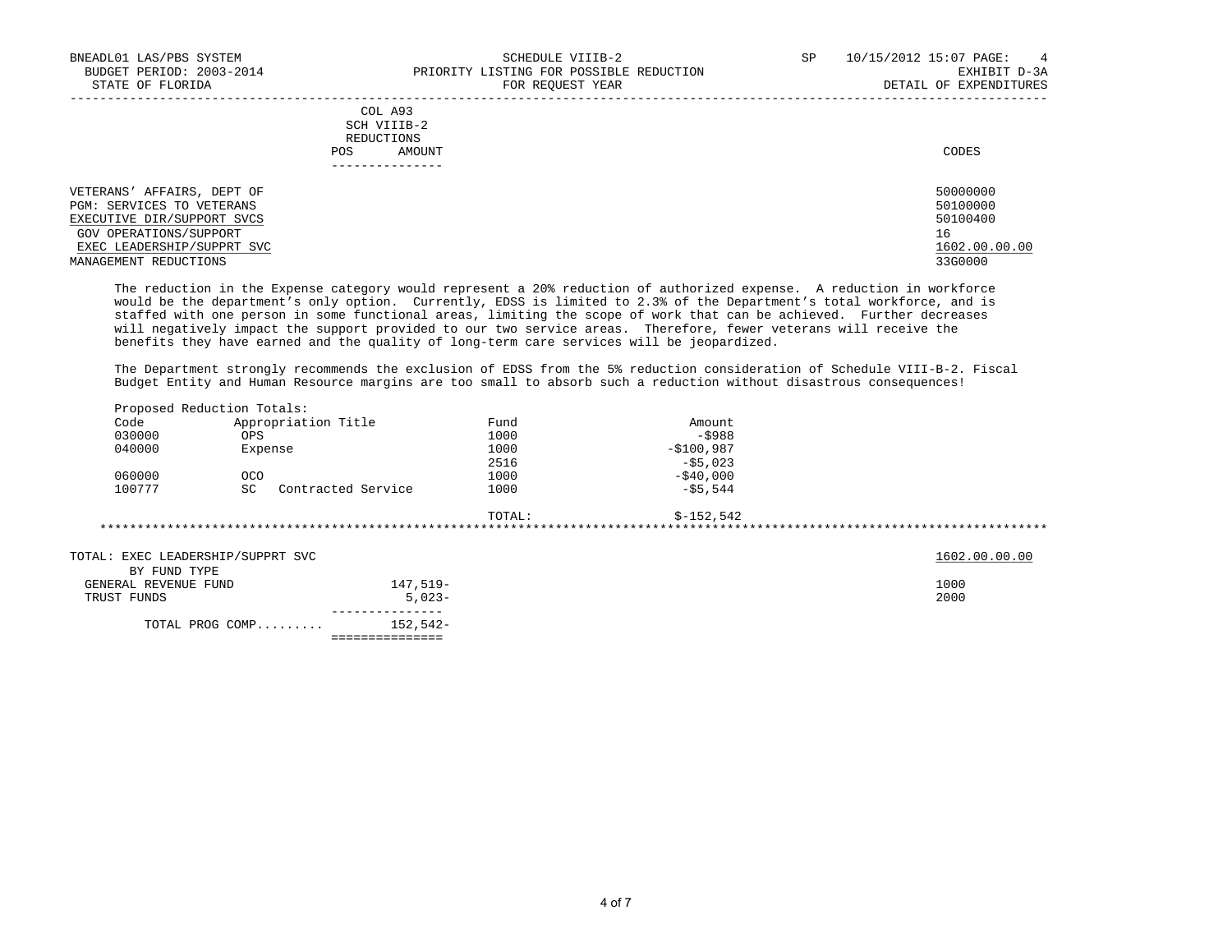BNEADL01 LAS/PBS SYSTEM — SCHEDULE VIIIB-2 — SP 10/15/2012 15:07
BUDGET PERIOD: 2003-2014 — PRIORITY LISTING FOR POSSIBLE REDUCTION — EXHIBIT D-3A
STATE OF FLORIDA — FOR REQUEST YEAR — DETAIL OF EXPENDITURES

| | COL A93 SCH VIIIB-2 REDUCTIONS POS AMOUNT | CODES |
|---|---|---|
| VETERANS' AFFAIRS, DEPT OF | | 50000000 |
| PGM: SERVICES TO VETERANS | | 50100000 |
| EXECUTIVE DIR/SUPPORT SVCS | | 50100400 |
| GOV OPERATIONS/SUPPORT | | 16 |
| EXEC LEADERSHIP/SUPPRT SVC | | 1602.00.00.00 |
| MANAGEMENT REDUCTIONS | | 33G0000 |

The reduction in the Expense category would represent a 20% reduction of authorized expense. A reduction in workforce would be the department's only option. Currently, EDSS is limited to 2.3% of the Department's total workforce, and is staffed with one person in some functional areas, limiting the scope of work that can be achieved. Further decreases will negatively impact the support provided to our two service areas. Therefore, fewer veterans will receive the benefits they have earned and the quality of long-term care services will be jeopardized.

The Department strongly recommends the exclusion of EDSS from the 5% reduction consideration of Schedule VIII-B-2. Fiscal Budget Entity and Human Resource margins are too small to absorb such a reduction without disastrous consequences!

Proposed Reduction Totals:

| Code | Appropriation Title | Fund | Amount |
|---|---|---|---|
| 030000 | OPS | 1000 | -$988 |
| 040000 | Expense | 1000 | -$100,987 |
| | | 2516 | -$5,023 |
| 060000 | OCO | 1000 | -$40,000 |
| 100777 | SC Contracted Service | 1000 | -$5,544 |
| | | TOTAL: | $-152,542 |

| TOTAL: EXEC LEADERSHIP/SUPPRT SVC | | 1602.00.00.00 |
|---|---|---|
| BY FUND TYPE | | |
| GENERAL REVENUE FUND | 147,519- | 1000 |
| TRUST FUNDS | 5,023- | 2000 |
| TOTAL PROG COMP......... | 152,542- | |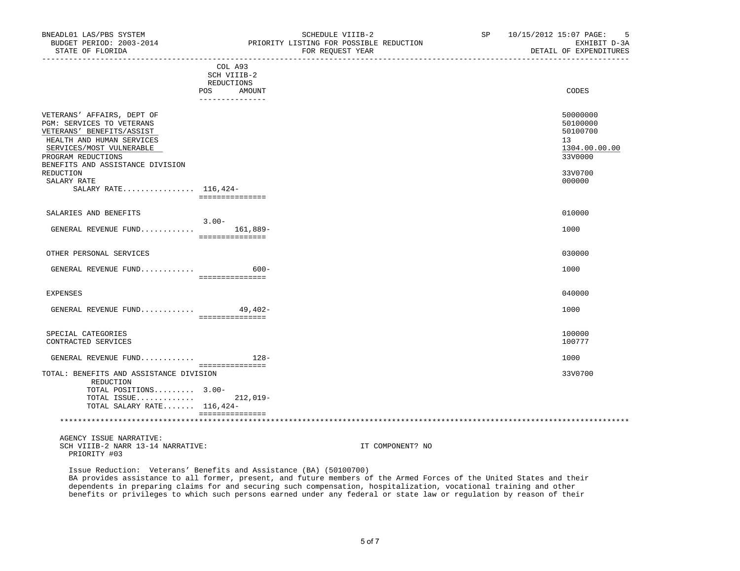BNEADL01 LAS/PBS SYSTEM — SCHEDULE VIIIB-2 — SP 10/15/2012 15:07

BUDGET PERIOD: 2003-2014 — PRIORITY LISTING FOR POSSIBLE REDUCTION — EXHIBIT D-3A

STATE OF FLORIDA — FOR REQUEST YEAR — DETAIL OF EXPENDITURES

| | COL A93 SCH VIIIB-2 REDUCTIONS POS | AMOUNT | CODES |
|---|---|---|---|
| VETERANS' AFFAIRS, DEPT OF | | | 50000000 |
| PGM: SERVICES TO VETERANS | | | 50100000 |
| VETERANS' BENEFITS/ASSIST | | | 50100700 |
| HEALTH AND HUMAN SERVICES | | | 13 |
| SERVICES/MOST VULNERABLE | | | 1304.00.00.00 |
| PROGRAM REDUCTIONS | | | 33V0000 |
| BENEFITS AND ASSISTANCE DIVISION REDUCTION | | | 33V0700 |
| SALARY RATE | | | 000000 |
| SALARY RATE................ | 116,424- | | |
| SALARIES AND BENEFITS | | | 010000 |
| GENERAL REVENUE FUND............ | 3.00- | 161,889- | 1000 |
| OTHER PERSONAL SERVICES | | | 030000 |
| GENERAL REVENUE FUND............ | | 600- | 1000 |
| EXPENSES | | | 040000 |
| GENERAL REVENUE FUND............ | | 49,402- | 1000 |
| SPECIAL CATEGORIES | | | 100000 |
| CONTRACTED SERVICES | | | 100777 |
| GENERAL REVENUE FUND............ | | 128- | 1000 |
| TOTAL: BENEFITS AND ASSISTANCE DIVISION REDUCTION | | | 33V0700 |
| TOTAL POSITIONS......... | 3.00- | | |
| TOTAL ISSUE............. | | 212,019- | |
| TOTAL SALARY RATE....... | 116,424- | | |

AGENCY ISSUE NARRATIVE:

SCH VIIIB-2 NARR 13-14 NARRATIVE: IT COMPONENT? NO

PRIORITY #03

Issue Reduction: Veterans' Benefits and Assistance (BA) (50100700)
BA provides assistance to all former, present, and future members of the Armed Forces of the United States and their dependents in preparing claims for and securing such compensation, hospitalization, vocational training and other benefits or privileges to which such persons earned under any federal or state law or regulation by reason of their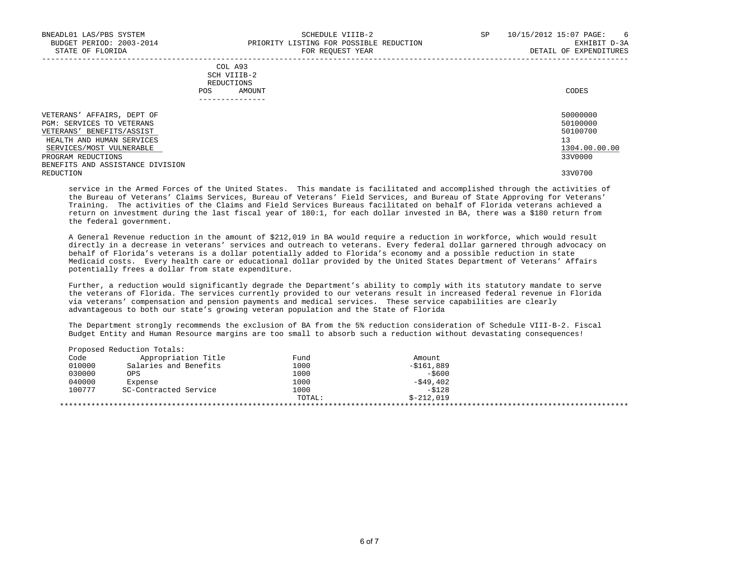| | COL A93 SCH VIIIB-2 REDUCTIONS POS AMOUNT | CODES |
|---|---|---|
| VETERANS' AFFAIRS, DEPT OF | | 50000000 |
| PGM: SERVICES TO VETERANS | | 50100000 |
| VETERANS' BENEFITS/ASSIST | | 50100700 |
| HEALTH AND HUMAN SERVICES | | 13 |
| SERVICES/MOST VULNERABLE | | 1304.00.00.00 |
| PROGRAM REDUCTIONS | | 33V0000 |
| BENEFITS AND ASSISTANCE DIVISION REDUCTION | | 33V0700 |

service in the Armed Forces of the United States. This mandate is facilitated and accomplished through the activities of the Bureau of Veterans' Claims Services, Bureau of Veterans' Field Services, and Bureau of State Approving for Veterans' Training. The activities of the Claims and Field Services Bureaus facilitated on behalf of Florida veterans achieved a return on investment during the last fiscal year of 180:1, for each dollar invested in BA, there was a $180 return from the federal government.

A General Revenue reduction in the amount of $212,019 in BA would require a reduction in workforce, which would result directly in a decrease in veterans' services and outreach to veterans. Every federal dollar garnered through advocacy on behalf of Florida's veterans is a dollar potentially added to Florida's economy and a possible reduction in state Medicaid costs. Every health care or educational dollar provided by the United States Department of Veterans' Affairs potentially frees a dollar from state expenditure.

Further, a reduction would significantly degrade the Department's ability to comply with its statutory mandate to serve the veterans of Florida. The services currently provided to our veterans result in increased federal revenue in Florida via veterans' compensation and pension payments and medical services. These service capabilities are clearly advantageous to both our state's growing veteran population and the State of Florida

The Department strongly recommends the exclusion of BA from the 5% reduction consideration of Schedule VIII-B-2. Fiscal Budget Entity and Human Resource margins are too small to absorb such a reduction without devastating consequences!

Proposed Reduction Totals:

| Code | Appropriation Title | Fund | Amount |
|---|---|---|---|
| 010000 | Salaries and Benefits | 1000 | -$161,889 |
| 030000 | OPS | 1000 | -$600 |
| 040000 | Expense | 1000 | -$49,402 |
| 100777 | SC-Contracted Service | 1000 | -$128 |
| | | TOTAL: | $-212,019 |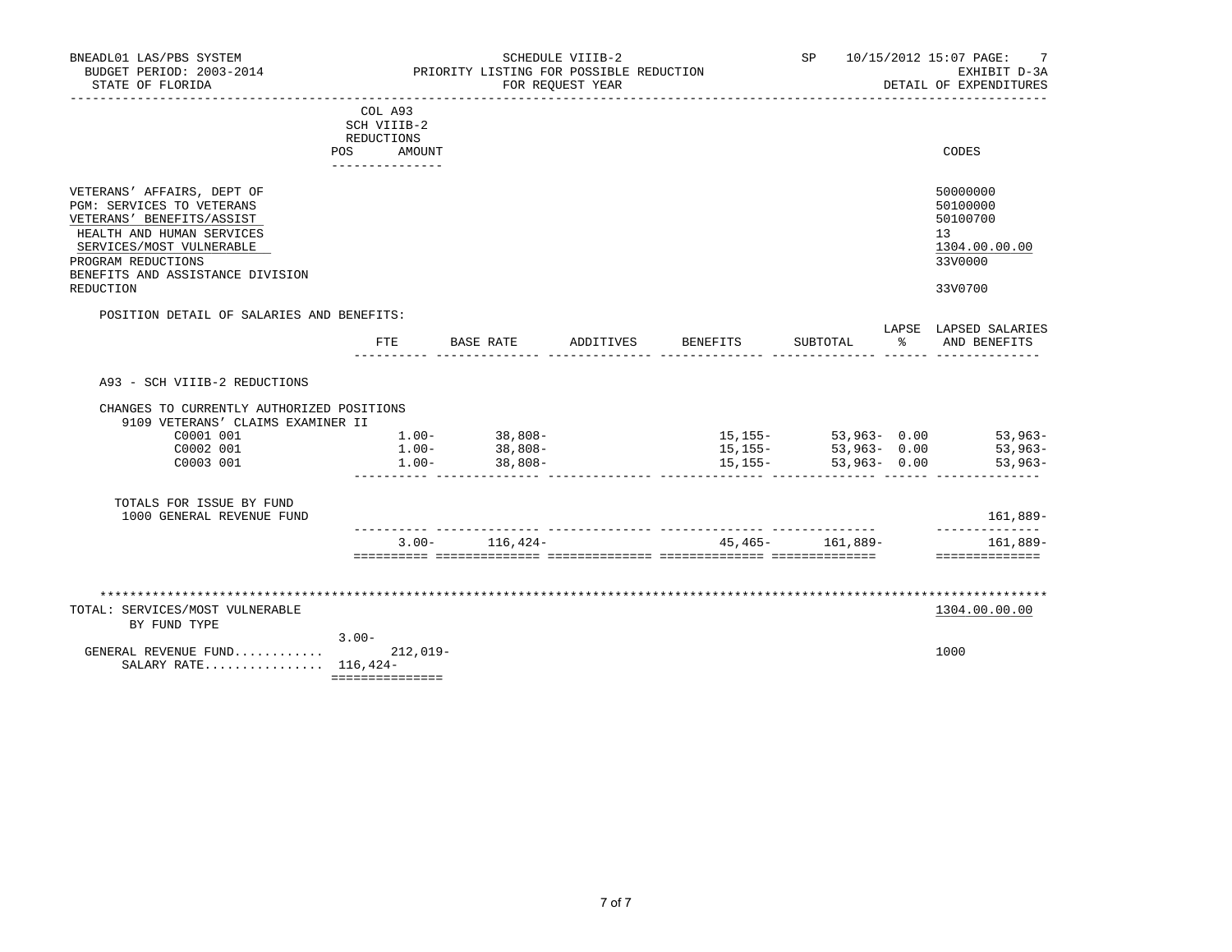BNEADL01 LAS/PBS SYSTEM — SCHEDULE VIIIB-2 — SP 10/15/2012 15:07 PAGE: 7
BUDGET PERIOD: 2003-2014 — PRIORITY LISTING FOR POSSIBLE REDUCTION — EXHIBIT D-3A
STATE OF FLORIDA — FOR REQUEST YEAR — DETAIL OF EXPENDITURES

| | COL A93 SCH VIIIB-2 REDUCTIONS POS AMOUNT | CODES |
|---|---|---|
| VETERANS' AFFAIRS, DEPT OF | | 50000000 |
| PGM: SERVICES TO VETERANS | | 50100000 |
| VETERANS' BENEFITS/ASSIST | | 50100700 |
| HEALTH AND HUMAN SERVICES | | 13 |
| SERVICES/MOST VULNERABLE | | 1304.00.00.00 |
| PROGRAM REDUCTIONS | | 33V0000 |
| BENEFITS AND ASSISTANCE DIVISION REDUCTION | | 33V0700 |

POSITION DETAIL OF SALARIES AND BENEFITS:

| | FTE | BASE RATE | ADDITIVES | BENEFITS | SUBTOTAL | LAPSE % | LAPSED SALARIES AND BENEFITS |
|---|---|---|---|---|---|---|---|
| A93 - SCH VIIIB-2 REDUCTIONS | | | | | | | |
| CHANGES TO CURRENTLY AUTHORIZED POSITIONS | | | | | | | |
| 9109 VETERANS' CLAIMS EXAMINER II | | | | | | | |
| C0001 001 | 1.00- | 38,808- | | 15,155- | 53,963- | 0.00 | 53,963- |
| C0002 001 | 1.00- | 38,808- | | 15,155- | 53,963- | 0.00 | 53,963- |
| C0003 001 | 1.00- | 38,808- | | 15,155- | 53,963- | 0.00 | 53,963- |
| TOTALS FOR ISSUE BY FUND | | | | | | | |
| 1000 GENERAL REVENUE FUND | | | | | | | 161,889- |
| | 3.00- | 116,424- | | 45,465- | 161,889- | | 161,889- |

TOTAL: SERVICES/MOST VULNERABLE — 1304.00.00.00
BY FUND TYPE

| | POS | AMOUNT | CODES |
|---|---|---|---|
| GENERAL REVENUE FUND............ | 3.00- | 212,019- | 1000 |
| SALARY RATE................ | | 116,424- | |